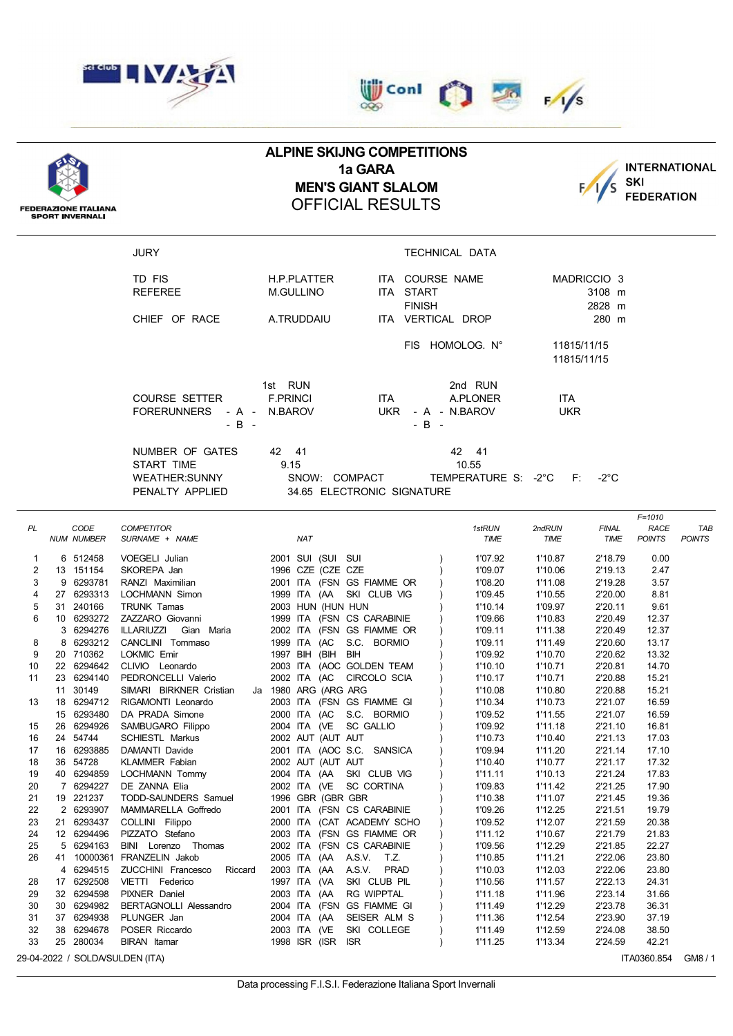# ALPINE SKIJNG COMPETITIONS

## 1a GARA

## MEN'S GIANT SLALOM

## OFFICIAL RESULTS

FEDERAZIONE ITALIANA SPORT INVERNALI

INTERNATIONAL SKI FEDERATION

| JURY | | | TECHNICAL DATA | |
|---|---|---|---|---|
| TD FIS | H.P.PLATTER | ITA | COURSE NAME | MADRICCIO 3 |
| REFEREE | M.GULLINO | ITA | START | 3108 m |
| | | | FINISH | 2828 m |
| CHIEF OF RACE | A.TRUDDAIU | ITA | VERTICAL DROP | 280 m |
| | | | FIS HOMOLOG. N° | 11815/11/15 |
| | | | | 11815/11/15 |

| | 1st RUN | | 2nd RUN | |
|---|---|---|---|---|
| COURSE SETTER | F.PRINCI | ITA | A.PLONER | ITA |
| FORERUNNERS - A - | N.BAROV | UKR | N.BAROV | UKR |
| - B - | | | | |
| NUMBER OF GATES | 42 41 | | 42 41 | |
| START TIME | 9.15 | | 10.55 | |

WEATHER:SUNNY SNOW: COMPACT TEMPERATURE S: -2°C F: -2°C

PENALTY APPLIED 34.65 ELECTRONIC SIGNATURE

| PL | NUM | CODE NUMBER | COMPETITOR SURNAME + NAME | NAT | 1stRUN TIME | 2ndRUN TIME | FINAL TIME | F=1010 RACE POINTS | TAB POINTS |
|---|---|---|---|---|---|---|---|---|---|
| 1 | 6 | 512458 | VOEGELI Julian | 2001 SUI (SUI SUI ) | 1'07.92 | 1'10.87 | 2'18.79 | 0.00 | |
| 2 | 13 | 151154 | SKOREPA Jan | 1996 CZE (CZE CZE ) | 1'09.07 | 1'10.06 | 2'19.13 | 2.47 | |
| 3 | 9 | 6293781 | RANZI Maximilian | 2001 ITA (FSN GS FIAMME OR ) | 1'08.20 | 1'11.08 | 2'19.28 | 3.57 | |
| 4 | 27 | 6293313 | LOCHMANN Simon | 1999 ITA (AA SKI CLUB VIG ) | 1'09.45 | 1'10.55 | 2'20.00 | 8.81 | |
| 5 | 31 | 240166 | TRUNK Tamas | 2003 HUN (HUN HUN ) | 1'10.14 | 1'09.97 | 2'20.11 | 9.61 | |
| 6 | 10 | 6293272 | ZAZZARO Giovanni | 1999 ITA (FSN CS CARABINIE ) | 1'09.66 | 1'10.83 | 2'20.49 | 12.37 | |
| | 3 | 6294276 | ILLARIUZZI Gian Maria | 2002 ITA (FSN GS FIAMME OR ) | 1'09.11 | 1'11.38 | 2'20.49 | 12.37 | |
| 8 | 8 | 6293212 | CANCLINI Tommaso | 1999 ITA (AC S.C. BORMIO ) | 1'09.11 | 1'11.49 | 2'20.60 | 13.17 | |
| 9 | 20 | 710362 | LOKMIC Emir | 1997 BIH (BIH BIH ) | 1'09.92 | 1'10.70 | 2'20.62 | 13.32 | |
| 10 | 22 | 6294642 | CLIVIO Leonardo | 2003 ITA (AOC GOLDEN TEAM ) | 1'10.10 | 1'10.71 | 2'20.81 | 14.70 | |
| 11 | 23 | 6294140 | PEDRONCELLI Valerio | 2002 ITA (AC CIRCOLO SCIA ) | 1'10.17 | 1'10.71 | 2'20.88 | 15.21 | |
| | 11 | 30149 | SIMARI BIRKNER Cristian Ja | 1980 ARG (ARG ARG ) | 1'10.08 | 1'10.80 | 2'20.88 | 15.21 | |
| 13 | 18 | 6294712 | RIGAMONTI Leonardo | 2003 ITA (FSN GS FIAMME GI ) | 1'10.34 | 1'10.73 | 2'21.07 | 16.59 | |
| | 15 | 6293480 | DA PRADA Simone | 2000 ITA (AC S.C. BORMIO ) | 1'09.52 | 1'11.55 | 2'21.07 | 16.59 | |
| 15 | 26 | 6294926 | SAMBUGARO Filippo | 2004 ITA (VE SC GALLIO ) | 1'09.92 | 1'11.18 | 2'21.10 | 16.81 | |
| 16 | 24 | 54744 | SCHIESTL Markus | 2002 AUT (AUT AUT ) | 1'10.73 | 1'10.40 | 2'21.13 | 17.03 | |
| 17 | 16 | 6293885 | DAMANTI Davide | 2001 ITA (AOC S.C. SANSICA ) | 1'09.94 | 1'11.20 | 2'21.14 | 17.10 | |
| 18 | 36 | 54728 | KLAMMER Fabian | 2002 AUT (AUT AUT ) | 1'10.40 | 1'10.77 | 2'21.17 | 17.32 | |
| 19 | 40 | 6294859 | LOCHMANN Tommy | 2004 ITA (AA SKI CLUB VIG ) | 1'11.11 | 1'10.13 | 2'21.24 | 17.83 | |
| 20 | 7 | 6294227 | DE ZANNA Elia | 2002 ITA (VE SC CORTINA ) | 1'09.83 | 1'11.42 | 2'21.25 | 17.90 | |
| 21 | 19 | 221237 | TODD-SAUNDERS Samuel | 1996 GBR (GBR GBR ) | 1'10.38 | 1'11.07 | 2'21.45 | 19.36 | |
| 22 | 2 | 6293907 | MAMMARELLA Goffredo | 2001 ITA (FSN CS CARABINIE ) | 1'09.26 | 1'12.25 | 2'21.51 | 19.79 | |
| 23 | 21 | 6293437 | COLLINI Filippo | 2000 ITA (CAT ACADEMY SCHO ) | 1'09.52 | 1'12.07 | 2'21.59 | 20.38 | |
| 24 | 12 | 6294496 | PIZZATO Stefano | 2003 ITA (FSN GS FIAMME OR ) | 1'11.12 | 1'10.67 | 2'21.79 | 21.83 | |
| 25 | 5 | 6294163 | BINI Lorenzo Thomas | 2002 ITA (FSN CS CARABINIE ) | 1'09.56 | 1'12.29 | 2'21.85 | 22.27 | |
| 26 | 41 | 10000361 | FRANZELIN Jakob | 2005 ITA (AA A.S.V. T.Z. ) | 1'10.85 | 1'11.21 | 2'22.06 | 23.80 | |
| | 4 | 6294515 | ZUCCHINI Francesco Riccard | 2003 ITA (AA A.S.V. PRAD ) | 1'10.03 | 1'12.03 | 2'22.06 | 23.80 | |
| 28 | 17 | 6292508 | VIETTI Federico | 1997 ITA (VA SKI CLUB PIL ) | 1'10.56 | 1'11.57 | 2'22.13 | 24.31 | |
| 29 | 32 | 6294598 | PIXNER Daniel | 2003 ITA (AA RG WIPPTAL ) | 1'11.18 | 1'11.96 | 2'23.14 | 31.66 | |
| 30 | 30 | 6294982 | BERTAGNOLLI Alessandro | 2004 ITA (FSN GS FIAMME GI ) | 1'11.49 | 1'12.29 | 2'23.78 | 36.31 | |
| 31 | 37 | 6294938 | PLUNGER Jan | 2004 ITA (AA SEISER ALM S ) | 1'11.36 | 1'12.54 | 2'23.90 | 37.19 | |
| 32 | 38 | 6294678 | POSER Riccardo | 2003 ITA (VE SKI COLLEGE ) | 1'11.49 | 1'12.59 | 2'24.08 | 38.50 | |
| 33 | 25 | 280034 | BIRAN Itamar | 1998 ISR (ISR ISR ) | 1'11.25 | 1'13.34 | 2'24.59 | 42.21 | |

29-04-2022 / SOLDA/SULDEN (ITA) ITA0360.854 GM8 / 1

Data processing F.I.S.I. Federazione Italiana Sport Invernali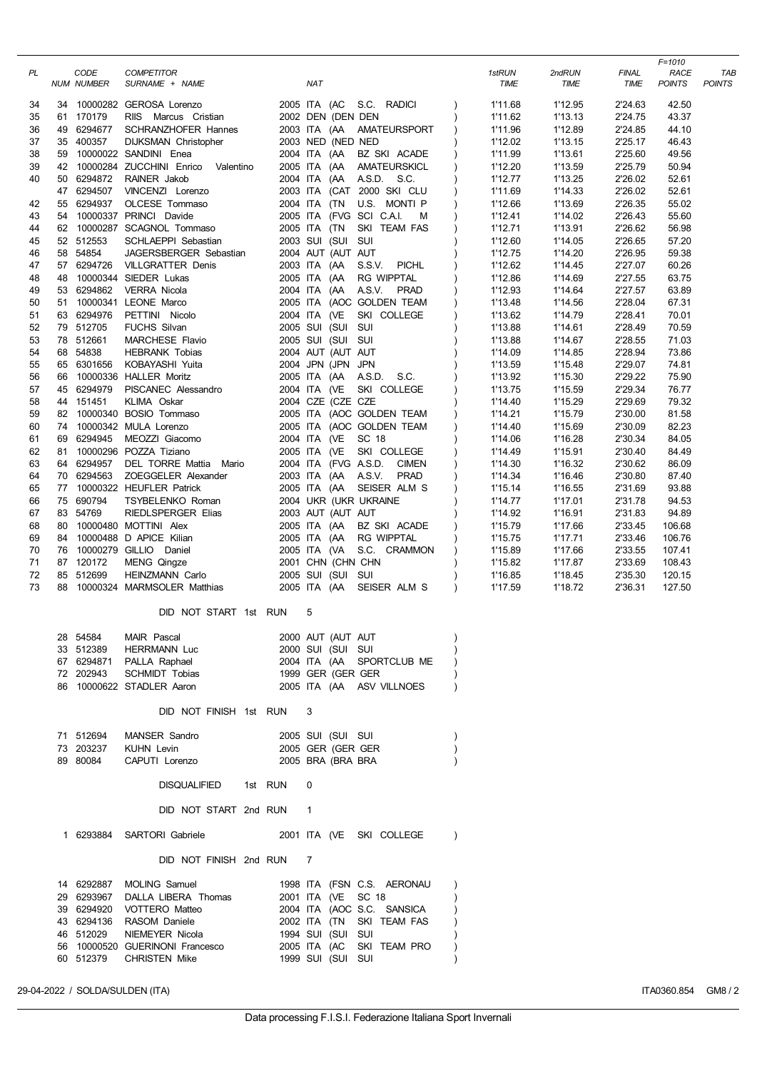| PL | NUM | CODE NUMBER | COMPETITOR SURNAME + NAME | NAT | | 1stRUN TIME | 2ndRUN TIME | FINAL TIME | F=1010 RACE POINTS | TAB POINTS |
|---|---|---|---|---|---|---|---|---|---|---|
| 34 | 34 | 10000282 | GEROSA Lorenzo | 2005 ITA (AC S.C. RADICI | ) | 1'11.68 | 1'12.95 | 2'24.63 | 42.50 | |
| 35 | 61 | 170179 | RIIS Marcus Cristian | 2002 DEN (DEN DEN | ) | 1'11.62 | 1'13.13 | 2'24.75 | 43.37 | |
| 36 | 49 | 6294677 | SCHRANZHOFER Hannes | 2003 ITA (AA AMATEURSPORT | ) | 1'11.96 | 1'12.89 | 2'24.85 | 44.10 | |
| 37 | 35 | 400357 | DIJKSMAN Christopher | 2003 NED (NED NED | ) | 1'12.02 | 1'13.15 | 2'25.17 | 46.43 | |
| 38 | 59 | 10000022 | SANDINI Enea | 2004 ITA (AA BZ SKI ACADE | ) | 1'11.99 | 1'13.61 | 2'25.60 | 49.56 | |
| 39 | 42 | 10000284 | ZUCCHINI Enrico Valentino | 2005 ITA (AA AMATEURSKICL | ) | 1'12.20 | 1'13.59 | 2'25.79 | 50.94 | |
| 40 | 50 | 6294872 | RAINER Jakob | 2004 ITA (AA A.S.D. S.C. | ) | 1'12.77 | 1'13.25 | 2'26.02 | 52.61 | |
| | 47 | 6294507 | VINCENZI Lorenzo | 2003 ITA (CAT 2000 SKI CLU | ) | 1'11.69 | 1'14.33 | 2'26.02 | 52.61 | |
| 42 | 55 | 6294937 | OLCESE Tommaso | 2004 ITA (TN U.S. MONTI P | ) | 1'12.66 | 1'13.69 | 2'26.35 | 55.02 | |
| 43 | 54 | 10000337 | PRINCI Davide | 2005 ITA (FVG SCI C.A.I. M | ) | 1'12.41 | 1'14.02 | 2'26.43 | 55.60 | |
| 44 | 62 | 10000287 | SCAGNOL Tommaso | 2005 ITA (TN SKI TEAM FAS | ) | 1'12.71 | 1'13.91 | 2'26.62 | 56.98 | |
| 45 | 52 | 512553 | SCHLAEPPI Sebastian | 2003 SUI (SUI SUI | ) | 1'12.60 | 1'14.05 | 2'26.65 | 57.20 | |
| 46 | 58 | 54854 | JAGERSBERGER Sebastian | 2004 AUT (AUT AUT | ) | 1'12.75 | 1'14.20 | 2'26.95 | 59.38 | |
| 47 | 57 | 6294726 | VILLGRATTER Denis | 2003 ITA (AA S.S.V. PICHL | ) | 1'12.62 | 1'14.45 | 2'27.07 | 60.26 | |
| 48 | 48 | 10000344 | SIEDER Lukas | 2005 ITA (AA RG WIPPTAL | ) | 1'12.86 | 1'14.69 | 2'27.55 | 63.75 | |
| 49 | 53 | 6294862 | VERRA Nicola | 2004 ITA (AA A.S.V. PRAD | ) | 1'12.93 | 1'14.64 | 2'27.57 | 63.89 | |
| 50 | 51 | 10000341 | LEONE Marco | 2005 ITA (AOC GOLDEN TEAM | ) | 1'13.48 | 1'14.56 | 2'28.04 | 67.31 | |
| 51 | 63 | 6294976 | PETTINI Nicolo | 2004 ITA (VE SKI COLLEGE | ) | 1'13.62 | 1'14.79 | 2'28.41 | 70.01 | |
| 52 | 79 | 512705 | FUCHS Silvan | 2005 SUI (SUI SUI | ) | 1'13.88 | 1'14.61 | 2'28.49 | 70.59 | |
| 53 | 78 | 512661 | MARCHESE Flavio | 2005 SUI (SUI SUI | ) | 1'13.88 | 1'14.67 | 2'28.55 | 71.03 | |
| 54 | 68 | 54838 | HEBRANK Tobias | 2004 AUT (AUT AUT | ) | 1'14.09 | 1'14.85 | 2'28.94 | 73.86 | |
| 55 | 65 | 6301656 | KOBAYASHI Yuita | 2004 JPN (JPN JPN | ) | 1'13.59 | 1'15.48 | 2'29.07 | 74.81 | |
| 56 | 66 | 10000336 | HALLER Moritz | 2005 ITA (AA A.S.D. S.C. | ) | 1'13.92 | 1'15.30 | 2'29.22 | 75.90 | |
| 57 | 45 | 6294979 | PISCANEC Alessandro | 2004 ITA (VE SKI COLLEGE | ) | 1'13.75 | 1'15.59 | 2'29.34 | 76.77 | |
| 58 | 44 | 151451 | KLIMA Oskar | 2004 CZE (CZE CZE | ) | 1'14.40 | 1'15.29 | 2'29.69 | 79.32 | |
| 59 | 82 | 10000340 | BOSIO Tommaso | 2005 ITA (AOC GOLDEN TEAM | ) | 1'14.21 | 1'15.79 | 2'30.00 | 81.58 | |
| 60 | 74 | 10000342 | MULA Lorenzo | 2005 ITA (AOC GOLDEN TEAM | ) | 1'14.40 | 1'15.69 | 2'30.09 | 82.23 | |
| 61 | 69 | 6294945 | MEOZZI Giacomo | 2004 ITA (VE SC 18 | ) | 1'14.06 | 1'16.28 | 2'30.34 | 84.05 | |
| 62 | 81 | 10000296 | POZZA Tiziano | 2005 ITA (VE SKI COLLEGE | ) | 1'14.49 | 1'15.91 | 2'30.40 | 84.49 | |
| 63 | 64 | 6294957 | DEL TORRE Mattia Mario | 2004 ITA (FVG A.S.D. CIMEN | ) | 1'14.30 | 1'16.32 | 2'30.62 | 86.09 | |
| 64 | 70 | 6294563 | ZOEGGELER Alexander | 2003 ITA (AA A.S.V. PRAD | ) | 1'14.34 | 1'16.46 | 2'30.80 | 87.40 | |
| 65 | 77 | 10000322 | HEUFLER Patrick | 2005 ITA (AA SEISER ALM S | ) | 1'15.14 | 1'16.55 | 2'31.69 | 93.88 | |
| 66 | 75 | 690794 | TSYBELENKO Roman | 2004 UKR (UKR UKRAINE | ) | 1'14.77 | 1'17.01 | 2'31.78 | 94.53 | |
| 67 | 83 | 54769 | RIEDLSPERGER Elias | 2003 AUT (AUT AUT | ) | 1'14.92 | 1'16.91 | 2'31.83 | 94.89 | |
| 68 | 80 | 10000480 | MOTTINI Alex | 2005 ITA (AA BZ SKI ACADE | ) | 1'15.79 | 1'17.66 | 2'33.45 | 106.68 | |
| 69 | 84 | 10000488 | D APICE Kilian | 2005 ITA (AA RG WIPPTAL | ) | 1'15.75 | 1'17.71 | 2'33.46 | 106.76 | |
| 70 | 76 | 10000279 | GILLIO Daniel | 2005 ITA (VA S.C. CRAMMON | ) | 1'15.89 | 1'17.66 | 2'33.55 | 107.41 | |
| 71 | 87 | 120172 | MENG Qingze | 2001 CHN (CHN CHN | ) | 1'15.82 | 1'17.87 | 2'33.69 | 108.43 | |
| 72 | 85 | 512699 | HEINZMANN Carlo | 2005 SUI (SUI SUI | ) | 1'16.85 | 1'18.45 | 2'35.30 | 120.15 | |
| 73 | 88 | 10000324 | MARMSOLER Matthias | 2005 ITA (AA SEISER ALM S | ) | 1'17.59 | 1'18.72 | 2'36.31 | 127.50 | |

**DID NOT START 1st RUN 5**

| NUM | CODE | COMPETITOR | NAT | |
|---|---|---|---|---|
| 28 | 54584 | MAIR Pascal | 2000 AUT (AUT AUT | ) |
| 33 | 512389 | HERRMANN Luc | 2000 SUI (SUI SUI | ) |
| 67 | 6294871 | PALLA Raphael | 2004 ITA (AA SPORTCLUB ME | ) |
| 72 | 202943 | SCHMIDT Tobias | 1999 GER (GER GER | ) |
| 86 | 10000622 | STADLER Aaron | 2005 ITA (AA ASV VILLNOES | ) |

**DID NOT FINISH 1st RUN 3**

| NUM | CODE | COMPETITOR | NAT | |
|---|---|---|---|---|
| 71 | 512694 | MANSER Sandro | 2005 SUI (SUI SUI | ) |
| 73 | 203237 | KUHN Levin | 2005 GER (GER GER | ) |
| 89 | 80084 | CAPUTI Lorenzo | 2005 BRA (BRA BRA | ) |

**DISQUALIFIED 1st RUN 0**

**DID NOT START 2nd RUN 1**

| NUM | CODE | COMPETITOR | NAT | |
|---|---|---|---|---|
| 1 | 6293884 | SARTORI Gabriele | 2001 ITA (VE SKI COLLEGE | ) |

**DID NOT FINISH 2nd RUN 7**

| NUM | CODE | COMPETITOR | NAT | |
|---|---|---|---|---|
| 14 | 6292887 | MOLING Samuel | 1998 ITA (FSN C.S. AERONAU | ) |
| 29 | 6293967 | DALLA LIBERA Thomas | 2001 ITA (VE SC 18 | ) |
| 39 | 6294920 | VOTTERO Matteo | 2004 ITA (AOC S.C. SANSICA | ) |
| 43 | 6294136 | RASOM Daniele | 2002 ITA (TN SKI TEAM FAS | ) |
| 46 | 512029 | NIEMEYER Nicola | 1994 SUI (SUI SUI | ) |
| 56 | 10000520 | GUERINONI Francesco | 2005 ITA (AC SKI TEAM PRO | ) |
| 60 | 512379 | CHRISTEN Mike | 1999 SUI (SUI SUI | ) |

29-04-2022 / SOLDA/SULDEN (ITA) — ITA0360.854

Data processing F.I.S.I. Federazione Italiana Sport Invernali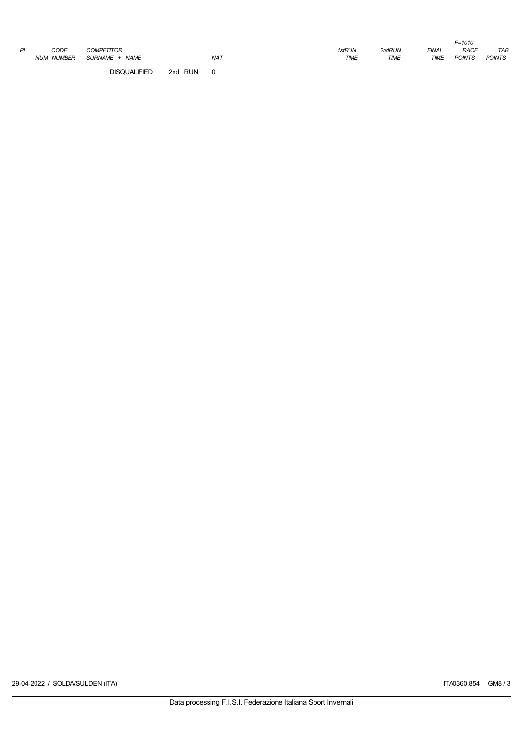| PL | CODE NUM NUMBER | COMPETITOR SURNAME + NAME | NAT | 1stRUN TIME | 2ndRUN TIME | FINAL TIME | F=1010 RACE POINTS | TAB POINTS |
|---|---|---|---|---|---|---|---|---|

DISQUALIFIED 2nd RUN 0

29-04-2022 / SOLDA/SULDEN (ITA) ITA0360.854 GM8

Data processing F.I.S.I. Federazione Italiana Sport Invernali